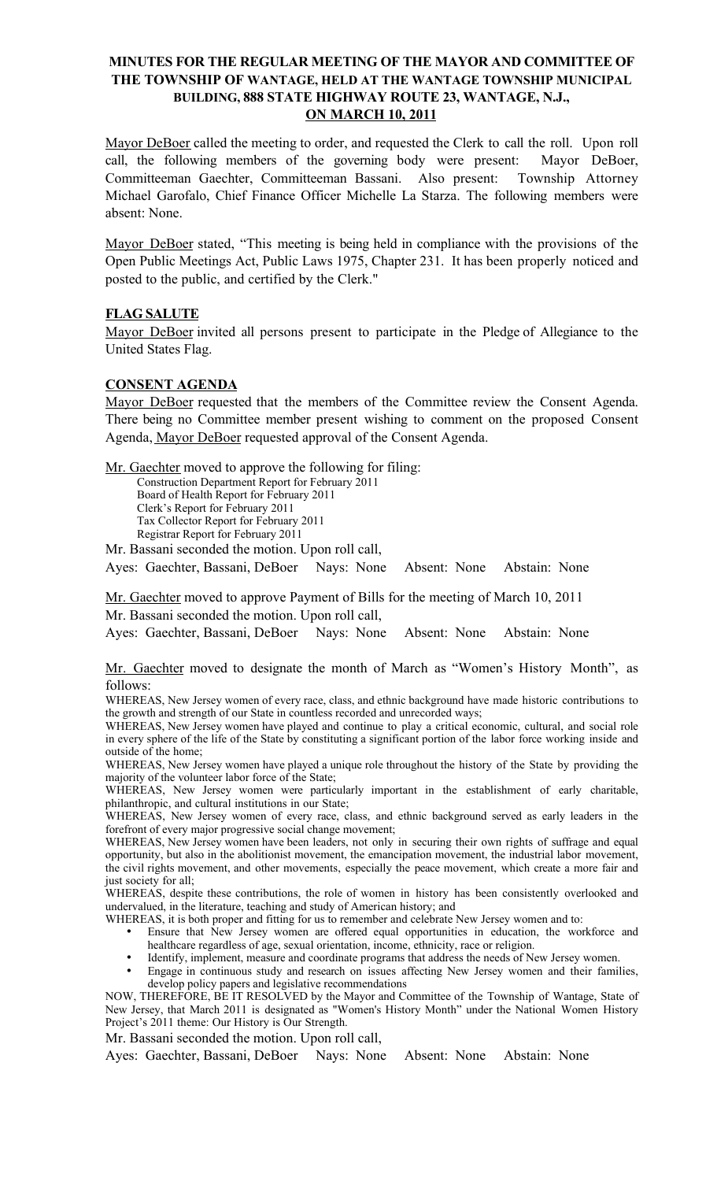**MINUTES FOR THE REGULAR MEETING OF THE MAYOR AND COMMITTEE OF THE TOWNSHIP OF WANTAGE, HELD AT THE WANTAGE TOWNSHIP MUNICIPAL BUILDING, 888 STATE HIGHWAY ROUTE 23, WANTAGE, N.J., ON MARCH 10, 2011**

Mayor DeBoer called the meeting to order, and requested the Clerk to call the roll. Upon roll call, the following members of the governing body were present: Mayor DeBoer, Committeeman Gaechter, Committeeman Bassani. Also present: Township Attorney Michael Garofalo, Chief Finance Officer Michelle La Starza. The following members were absent: None.

Mayor DeBoer stated, "This meeting is being held in compliance with the provisions of the Open Public Meetings Act, Public Laws 1975, Chapter 231. It has been properly noticed and posted to the public, and certified by the Clerk."

**FLAG SALUTE**

Mayor DeBoer invited all persons present to participate in the Pledge of Allegiance to the United States Flag.

**CONSENT AGENDA**

Mayor DeBoer requested that the members of the Committee review the Consent Agenda. There being no Committee member present wishing to comment on the proposed Consent Agenda, Mayor DeBoer requested approval of the Consent Agenda.

Mr. Gaechter moved to approve the following for filing:

Construction Department Report for February 2011
Board of Health Report for February 2011
Clerk's Report for February 2011
Tax Collector Report for February 2011
Registrar Report for February 2011

Mr. Bassani seconded the motion. Upon roll call,

Ayes: Gaechter, Bassani, DeBoer Nays: None Absent: None Abstain: None

Mr. Gaechter moved to approve Payment of Bills for the meeting of March 10, 2011

Mr. Bassani seconded the motion. Upon roll call,

Ayes: Gaechter, Bassani, DeBoer Nays: None Absent: None Abstain: None

Mr. Gaechter moved to designate the month of March as "Women's History Month", as follows:

WHEREAS, New Jersey women of every race, class, and ethnic background have made historic contributions to the growth and strength of our State in countless recorded and unrecorded ways;

WHEREAS, New Jersey women have played and continue to play a critical economic, cultural, and social role in every sphere of the life of the State by constituting a significant portion of the labor force working inside and outside of the home;

WHEREAS, New Jersey women have played a unique role throughout the history of the State by providing the majority of the volunteer labor force of the State;

WHEREAS, New Jersey women were particularly important in the establishment of early charitable, philanthropic, and cultural institutions in our State;

WHEREAS, New Jersey women of every race, class, and ethnic background served as early leaders in the forefront of every major progressive social change movement;

WHEREAS, New Jersey women have been leaders, not only in securing their own rights of suffrage and equal opportunity, but also in the abolitionist movement, the emancipation movement, the industrial labor movement, the civil rights movement, and other movements, especially the peace movement, which create a more fair and just society for all;

WHEREAS, despite these contributions, the role of women in history has been consistently overlooked and undervalued, in the literature, teaching and study of American history; and

WHEREAS, it is both proper and fitting for us to remember and celebrate New Jersey women and to:

- Ensure that New Jersey women are offered equal opportunities in education, the workforce and healthcare regardless of age, sexual orientation, income, ethnicity, race or religion.
- Identify, implement, measure and coordinate programs that address the needs of New Jersey women.
- Engage in continuous study and research on issues affecting New Jersey women and their families, develop policy papers and legislative recommendations

NOW, THEREFORE, BE IT RESOLVED by the Mayor and Committee of the Township of Wantage, State of New Jersey, that March 2011 is designated as "Women's History Month" under the National Women History Project's 2011 theme: Our History is Our Strength.

Mr. Bassani seconded the motion. Upon roll call,

Ayes: Gaechter, Bassani, DeBoer Nays: None Absent: None Abstain: None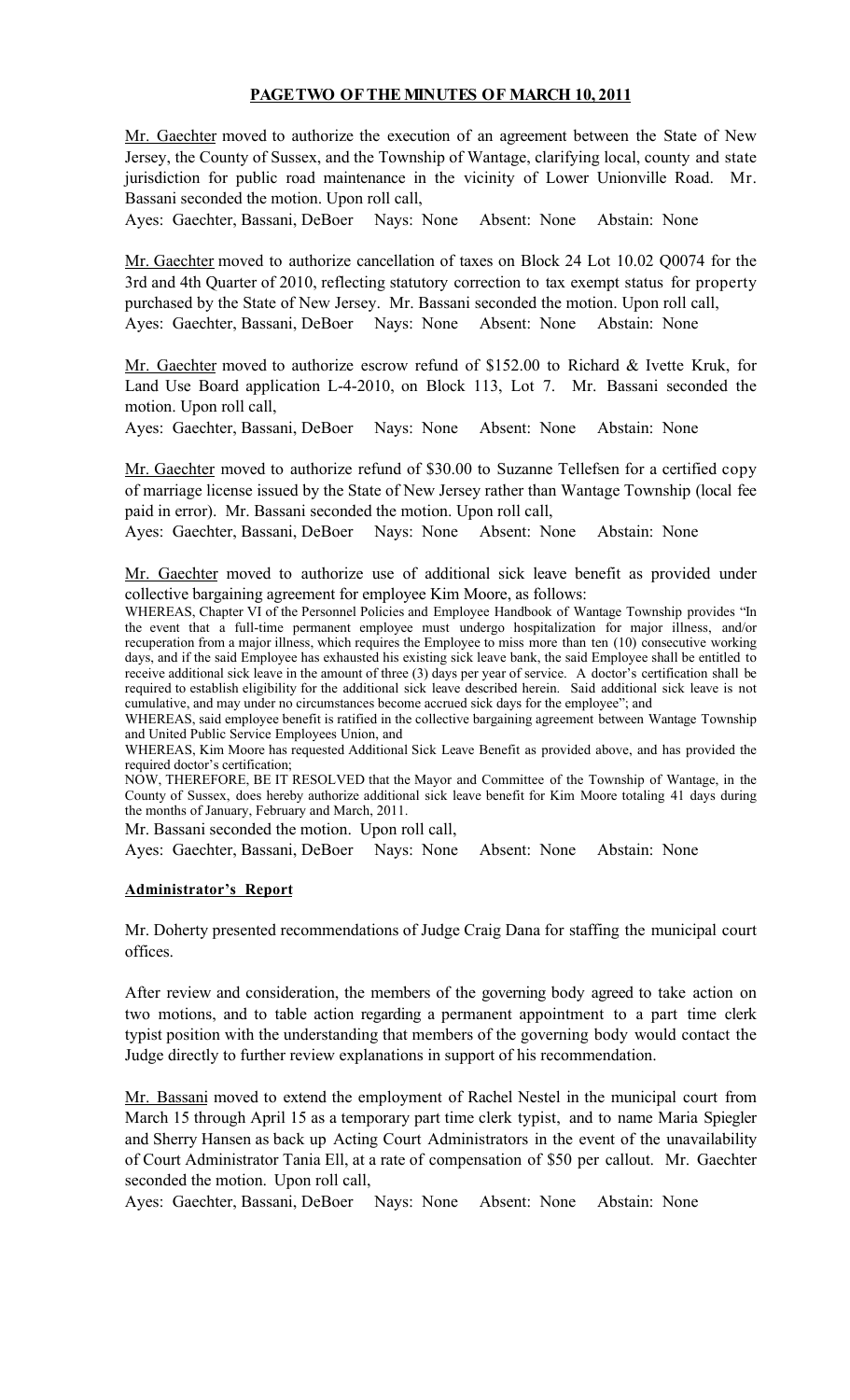**PAGE TWO OF THE MINUTES OF MARCH 10, 2011**

Mr. Gaechter moved to authorize the execution of an agreement between the State of New Jersey, the County of Sussex, and the Township of Wantage, clarifying local, county and state jurisdiction for public road maintenance in the vicinity of Lower Unionville Road. Mr. Bassani seconded the motion. Upon roll call,

Ayes: Gaechter, Bassani, DeBoer Nays: None Absent: None Abstain: None

Mr. Gaechter moved to authorize cancellation of taxes on Block 24 Lot 10.02 Q0074 for the 3rd and 4th Quarter of 2010, reflecting statutory correction to tax exempt status for property purchased by the State of New Jersey. Mr. Bassani seconded the motion. Upon roll call,

Ayes: Gaechter, Bassani, DeBoer Nays: None Absent: None Abstain: None

Mr. Gaechter moved to authorize escrow refund of $152.00 to Richard & Ivette Kruk, for Land Use Board application L-4-2010, on Block 113, Lot 7. Mr. Bassani seconded the motion. Upon roll call,

Ayes: Gaechter, Bassani, DeBoer Nays: None Absent: None Abstain: None

Mr. Gaechter moved to authorize refund of $30.00 to Suzanne Tellefsen for a certified copy of marriage license issued by the State of New Jersey rather than Wantage Township (local fee paid in error). Mr. Bassani seconded the motion. Upon roll call,

Ayes: Gaechter, Bassani, DeBoer Nays: None Absent: None Abstain: None

Mr. Gaechter moved to authorize use of additional sick leave benefit as provided under collective bargaining agreement for employee Kim Moore, as follows:

WHEREAS, Chapter VI of the Personnel Policies and Employee Handbook of Wantage Township provides "In the event that a full-time permanent employee must undergo hospitalization for major illness, and/or recuperation from a major illness, which requires the Employee to miss more than ten (10) consecutive working days, and if the said Employee has exhausted his existing sick leave bank, the said Employee shall be entitled to receive additional sick leave in the amount of three (3) days per year of service. A doctor's certification shall be required to establish eligibility for the additional sick leave described herein. Said additional sick leave is not cumulative, and may under no circumstances become accrued sick days for the employee"; and

WHEREAS, said employee benefit is ratified in the collective bargaining agreement between Wantage Township and United Public Service Employees Union, and

WHEREAS, Kim Moore has requested Additional Sick Leave Benefit as provided above, and has provided the required doctor's certification;

NOW, THEREFORE, BE IT RESOLVED that the Mayor and Committee of the Township of Wantage, in the County of Sussex, does hereby authorize additional sick leave benefit for Kim Moore totaling 41 days during the months of January, February and March, 2011.

Mr. Bassani seconded the motion. Upon roll call,

Ayes: Gaechter, Bassani, DeBoer Nays: None Absent: None Abstain: None

**Administrator's Report**

Mr. Doherty presented recommendations of Judge Craig Dana for staffing the municipal court offices.

After review and consideration, the members of the governing body agreed to take action on two motions, and to table action regarding a permanent appointment to a part time clerk typist position with the understanding that members of the governing body would contact the Judge directly to further review explanations in support of his recommendation.

Mr. Bassani moved to extend the employment of Rachel Nestel in the municipal court from March 15 through April 15 as a temporary part time clerk typist, and to name Maria Spiegler and Sherry Hansen as back up Acting Court Administrators in the event of the unavailability of Court Administrator Tania Ell, at a rate of compensation of $50 per callout. Mr. Gaechter seconded the motion. Upon roll call,

Ayes: Gaechter, Bassani, DeBoer Nays: None Absent: None Abstain: None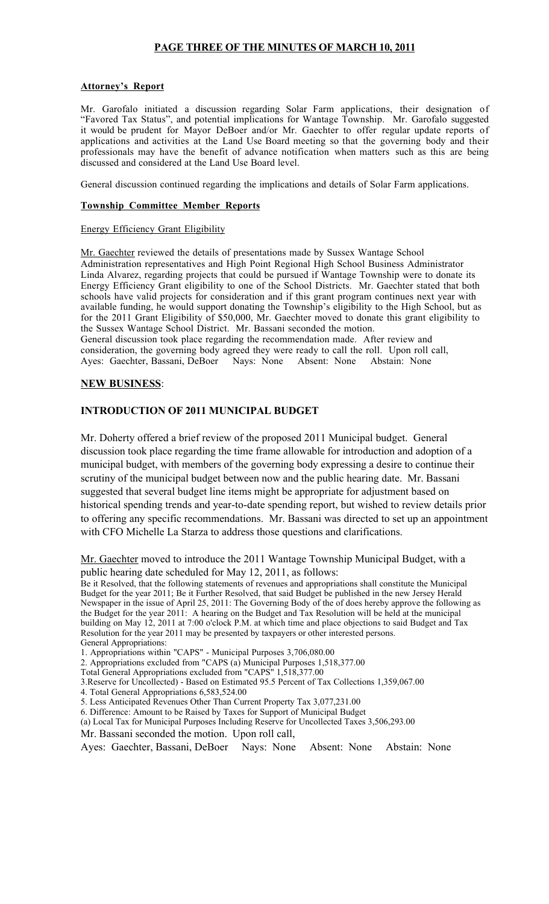# PAGE THREE OF THE MINUTES OF MARCH 10, 2011

## Attorney's Report

Mr. Garofalo initiated a discussion regarding Solar Farm applications, their designation of "Favored Tax Status", and potential implications for Wantage Township. Mr. Garofalo suggested it would be prudent for Mayor DeBoer and/or Mr. Gaechter to offer regular update reports of applications and activities at the Land Use Board meeting so that the governing body and their professionals may have the benefit of advance notification when matters such as this are being discussed and considered at the Land Use Board level.

General discussion continued regarding the implications and details of Solar Farm applications.

## Township Committee Member Reports

### Energy Efficiency Grant Eligibility

Mr. Gaechter reviewed the details of presentations made by Sussex Wantage School Administration representatives and High Point Regional High School Business Administrator Linda Alvarez, regarding projects that could be pursued if Wantage Township were to donate its Energy Efficiency Grant eligibility to one of the School Districts. Mr. Gaechter stated that both schools have valid projects for consideration and if this grant program continues next year with available funding, he would support donating the Township's eligibility to the High School, but as for the 2011 Grant Eligibility of $50,000, Mr. Gaechter moved to donate this grant eligibility to the Sussex Wantage School District. Mr. Bassani seconded the motion.
General discussion took place regarding the recommendation made. After review and consideration, the governing body agreed they were ready to call the roll. Upon roll call,
Ayes: Gaechter, Bassani, DeBoer Nays: None Absent: None Abstain: None

## NEW BUSINESS:

## INTRODUCTION OF 2011 MUNICIPAL BUDGET

Mr. Doherty offered a brief review of the proposed 2011 Municipal budget. General discussion took place regarding the time frame allowable for introduction and adoption of a municipal budget, with members of the governing body expressing a desire to continue their scrutiny of the municipal budget between now and the public hearing date. Mr. Bassani suggested that several budget line items might be appropriate for adjustment based on historical spending trends and year-to-date spending report, but wished to review details prior to offering any specific recommendations. Mr. Bassani was directed to set up an appointment with CFO Michelle La Starza to address those questions and clarifications.

Mr. Gaechter moved to introduce the 2011 Wantage Township Municipal Budget, with a public hearing date scheduled for May 12, 2011, as follows:
Be it Resolved, that the following statements of revenues and appropriations shall constitute the Municipal Budget for the year 2011; Be it Further Resolved, that said Budget be published in the new Jersey Herald Newspaper in the issue of April 25, 2011: The Governing Body of the of does hereby approve the following as the Budget for the year 2011: A hearing on the Budget and Tax Resolution will be held at the municipal building on May 12, 2011 at 7:00 o'clock P.M. at which time and place objections to said Budget and Tax Resolution for the year 2011 may be presented by taxpayers or other interested persons.
General Appropriations:

1. Appropriations within "CAPS" - Municipal Purposes 3,706,080.00
2. Appropriations excluded from "CAPS (a) Municipal Purposes 1,518,377.00

Total General Appropriations excluded from "CAPS" 1,518,377.00

3. Reserve for Uncollected) - Based on Estimated 95.5 Percent of Tax Collections 1,359,067.00
4. Total General Appropriations 6,583,524.00
5. Less Anticipated Revenues Other Than Current Property Tax 3,077,231.00
6. Difference: Amount to be Raised by Taxes for Support of Municipal Budget

(a) Local Tax for Municipal Purposes Including Reserve for Uncollected Taxes 3,506,293.00

Mr. Bassani seconded the motion. Upon roll call,

Ayes: Gaechter, Bassani, DeBoer Nays: None Absent: None Abstain: None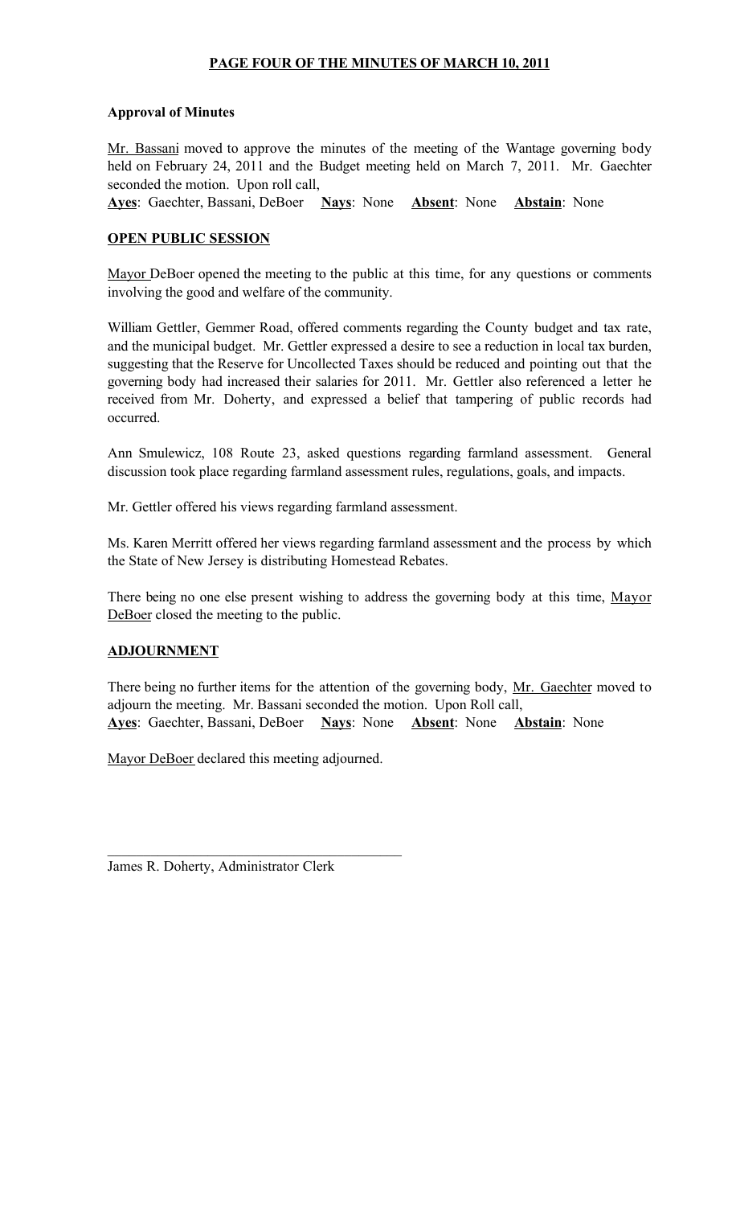**PAGE FOUR OF THE MINUTES OF MARCH 10, 2011**

**Approval of Minutes**

Mr. Bassani moved to approve the minutes of the meeting of the Wantage governing body held on February 24, 2011 and the Budget meeting held on March 7, 2011. Mr. Gaechter seconded the motion. Upon roll call,
**Ayes**: Gaechter, Bassani, DeBoer **Nays**: None **Absent**: None **Abstain**: None

**OPEN PUBLIC SESSION**

Mayor DeBoer opened the meeting to the public at this time, for any questions or comments involving the good and welfare of the community.

William Gettler, Gemmer Road, offered comments regarding the County budget and tax rate, and the municipal budget. Mr. Gettler expressed a desire to see a reduction in local tax burden, suggesting that the Reserve for Uncollected Taxes should be reduced and pointing out that the governing body had increased their salaries for 2011. Mr. Gettler also referenced a letter he received from Mr. Doherty, and expressed a belief that tampering of public records had occurred.

Ann Smulewicz, 108 Route 23, asked questions regarding farmland assessment. General discussion took place regarding farmland assessment rules, regulations, goals, and impacts.

Mr. Gettler offered his views regarding farmland assessment.

Ms. Karen Merritt offered her views regarding farmland assessment and the process by which the State of New Jersey is distributing Homestead Rebates.

There being no one else present wishing to address the governing body at this time, Mayor DeBoer closed the meeting to the public.

**ADJOURNMENT**

There being no further items for the attention of the governing body, Mr. Gaechter moved to adjourn the meeting. Mr. Bassani seconded the motion. Upon Roll call,
**Ayes**: Gaechter, Bassani, DeBoer **Nays**: None **Absent**: None **Abstain**: None

Mayor DeBoer declared this meeting adjourned.

\_\_\_\_\_\_\_\_\_\_\_\_\_\_\_\_\_\_\_\_\_\_\_\_\_\_\_\_\_\_\_\_\_\_\_\_\_\_\_\_

James R. Doherty, Administrator Clerk